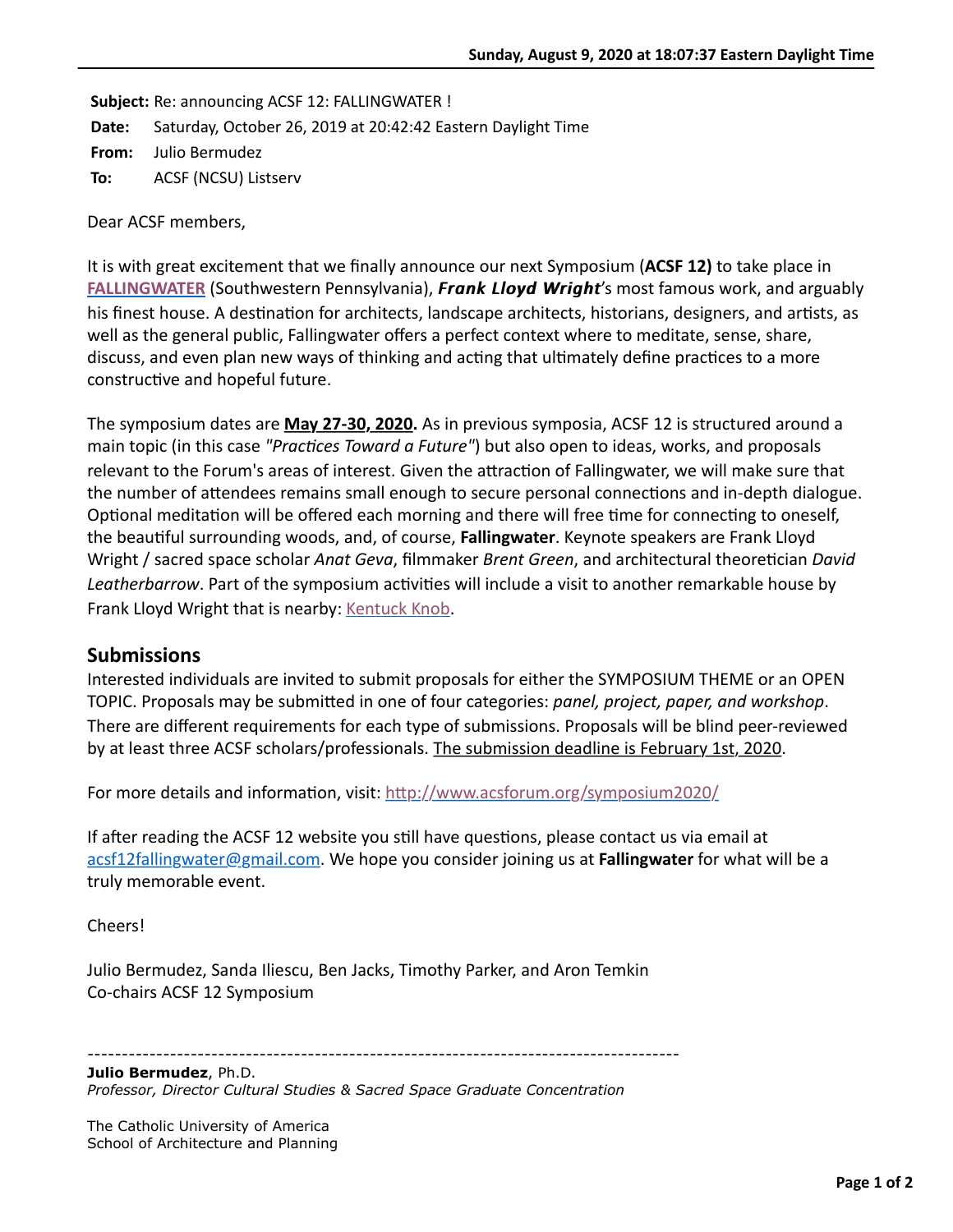**Subject:** Re: announcing ACSF 12: FALLINGWATER !
**Date:** Saturday, October 26, 2019 at 20:42:42 Eastern Daylight Time
**From:** Julio Bermudez
**To:** ACSF (NCSU) Listserv

Dear ACSF members,

It is with great excitement that we finally announce our next Symposium (**ACSF 12)** to take place in **FALLINGWATER** (Southwestern Pennsylvania), ***Frank Lloyd Wright***'s most famous work, and arguably his finest house. A destination for architects, landscape architects, historians, designers, and artists, as well as the general public, Fallingwater offers a perfect context where to meditate, sense, share, discuss, and even plan new ways of thinking and acting that ultimately define practices to a more constructive and hopeful future.

The symposium dates are **May 27-30, 2020.** As in previous symposia, ACSF 12 is structured around a main topic (in this case *"Practices Toward a Future"*) but also open to ideas, works, and proposals relevant to the Forum's areas of interest. Given the attraction of Fallingwater, we will make sure that the number of attendees remains small enough to secure personal connections and in-depth dialogue. Optional meditation will be offered each morning and there will free time for connecting to oneself, the beautiful surrounding woods, and, of course, **Fallingwater**. Keynote speakers are Frank Lloyd Wright / sacred space scholar *Anat Geva*, filmmaker *Brent Green*, and architectural theoretician *David Leatherbarrow*. Part of the symposium activities will include a visit to another remarkable house by Frank Lloyd Wright that is nearby: Kentuck Knob.

## Submissions

Interested individuals are invited to submit proposals for either the SYMPOSIUM THEME or an OPEN TOPIC. Proposals may be submitted in one of four categories: *panel, project, paper, and workshop*. There are different requirements for each type of submissions. Proposals will be blind peer-reviewed by at least three ACSF scholars/professionals. The submission deadline is February 1st, 2020.

For more details and information, visit: http://www.acsforum.org/symposium2020/

If after reading the ACSF 12 website you still have questions, please contact us via email at acsf12fallingwater@gmail.com. We hope you consider joining us at **Fallingwater** for what will be a truly memorable event.

Cheers!

Julio Bermudez, Sanda Iliescu, Ben Jacks, Timothy Parker, and Aron Temkin
Co-chairs ACSF 12 Symposium

---

**Julio Bermudez**, Ph.D.
*Professor, Director Cultural Studies & Sacred Space Graduate Concentration*

The Catholic University of America
School of Architecture and Planning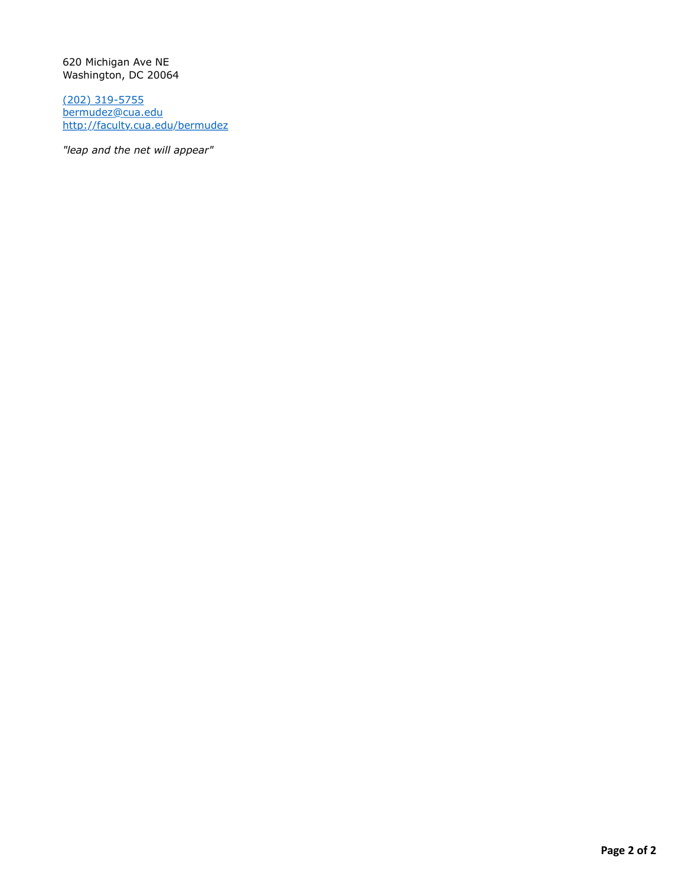620 Michigan Ave NE
Washington, DC 20064

(202) 319-5755
bermudez@cua.edu
http://faculty.cua.edu/bermudez

*"leap and the net will appear"*